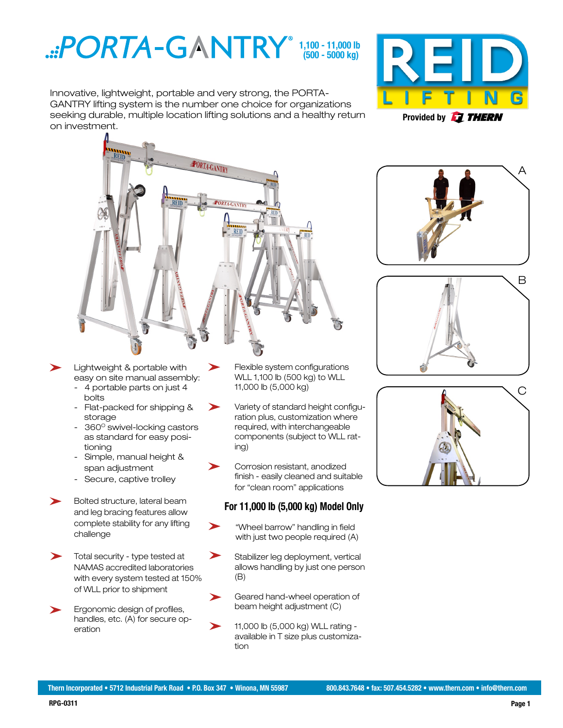# PORTA-GANTRY®

**1,100 - 11,000 lb (500 - 5000 kg)**

REID LIFTING

Provided by THERN

Innovative, lightweight, portable and very strong, the PORTA-GANTRY lifting system is the number one choice for organizations seeking durable, multiple location lifting solutions and a healthy return on investment.

- Lightweight & portable with easy on site manual assembly:
  - 4 portable parts on just 4 bolts
  - Flat-packed for shipping & storage
  - 360° swivel-locking castors as standard for easy positioning
  - Simple, manual height & span adjustment
  - Secure, captive trolley
- Bolted structure, lateral beam and leg bracing features allow complete stability for any lifting challenge
- Total security - type tested at NAMAS accredited laboratories with every system tested at 150% of WLL prior to shipment
- Ergonomic design of profiles, handles, etc. (A) for secure operation
- Flexible system configurations WLL 1,100 lb (500 kg) to WLL 11,000 lb (5,000 kg)
- Variety of standard height configuration plus, customization where required, with interchangeable components (subject to WLL rating)
- Corrosion resistant, anodized finish - easily cleaned and suitable for "clean room" applications

### For 11,000 lb (5,000 kg) Model Only

- "Wheel barrow" handling in field with just two people required (A)
- Stabilizer leg deployment, vertical allows handling by just one person (B)
- Geared hand-wheel operation of beam height adjustment (C)
- 11,000 lb (5,000 kg) WLL rating - available in T size plus customization

A

B

C

Thern Incorporated • 5712 Industrial Park Road • P.O. Box 347 • Winona, MN 55987 800.843.7648 • fax: 507.454.5282 • www.thern.com • info@thern.com

RPG-0311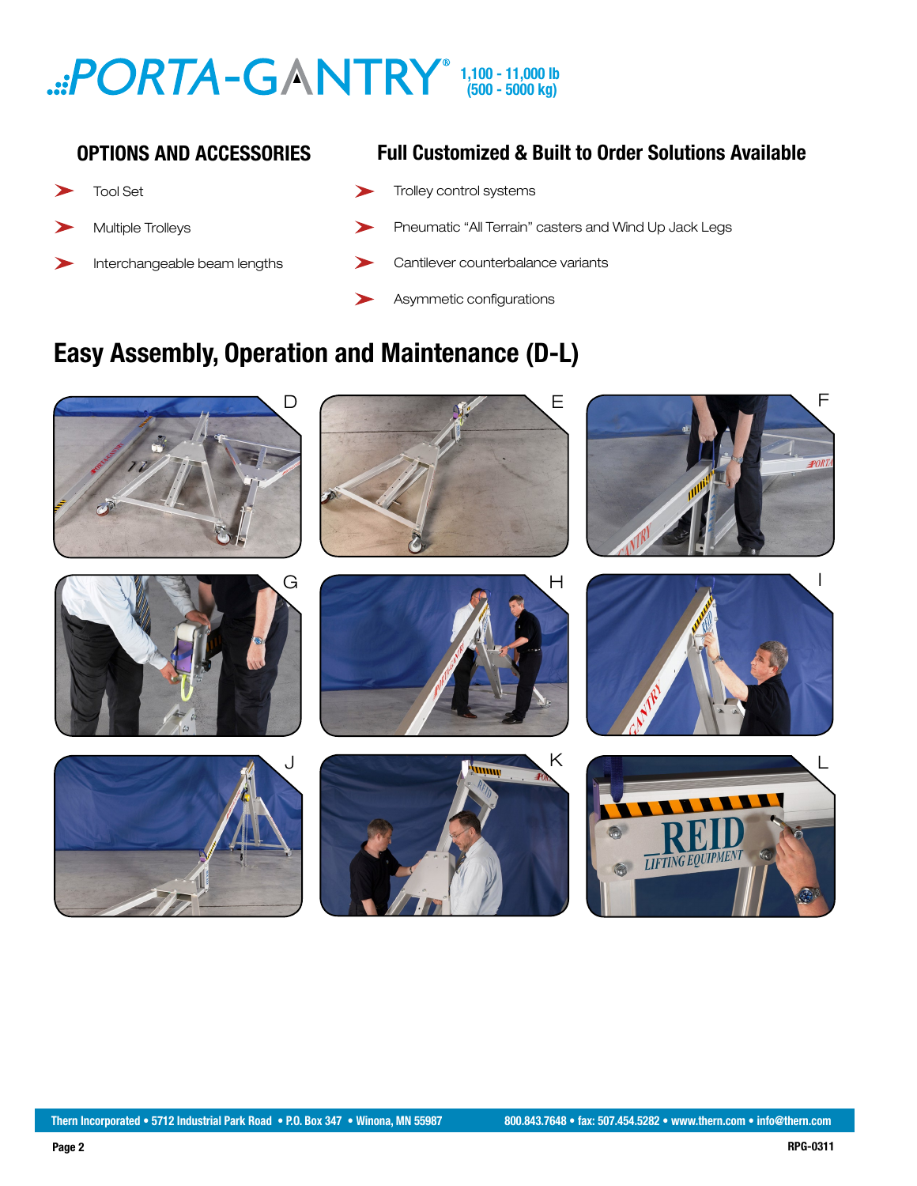# PORTA-GANTRY® 1,100 - 11,000 lb (500 - 5000 kg)

## OPTIONS AND ACCESSORIES

- Tool Set
- Multiple Trolleys
- Interchangeable beam lengths

## Full Customized & Built to Order Solutions Available

- Trolley control systems
- Pneumatic "All Terrain" casters and Wind Up Jack Legs
- Cantilever counterbalance variants
- Asymmetric configurations

## Easy Assembly, Operation and Maintenance (D-L)

D E F

G H I

J K L

Thern Incorporated • 5712 Industrial Park Road • P.O. Box 347 • Winona, MN 55987 800.843.7648 • fax: 507.454.5282 • www.thern.com • info@thern.com

RPG-0311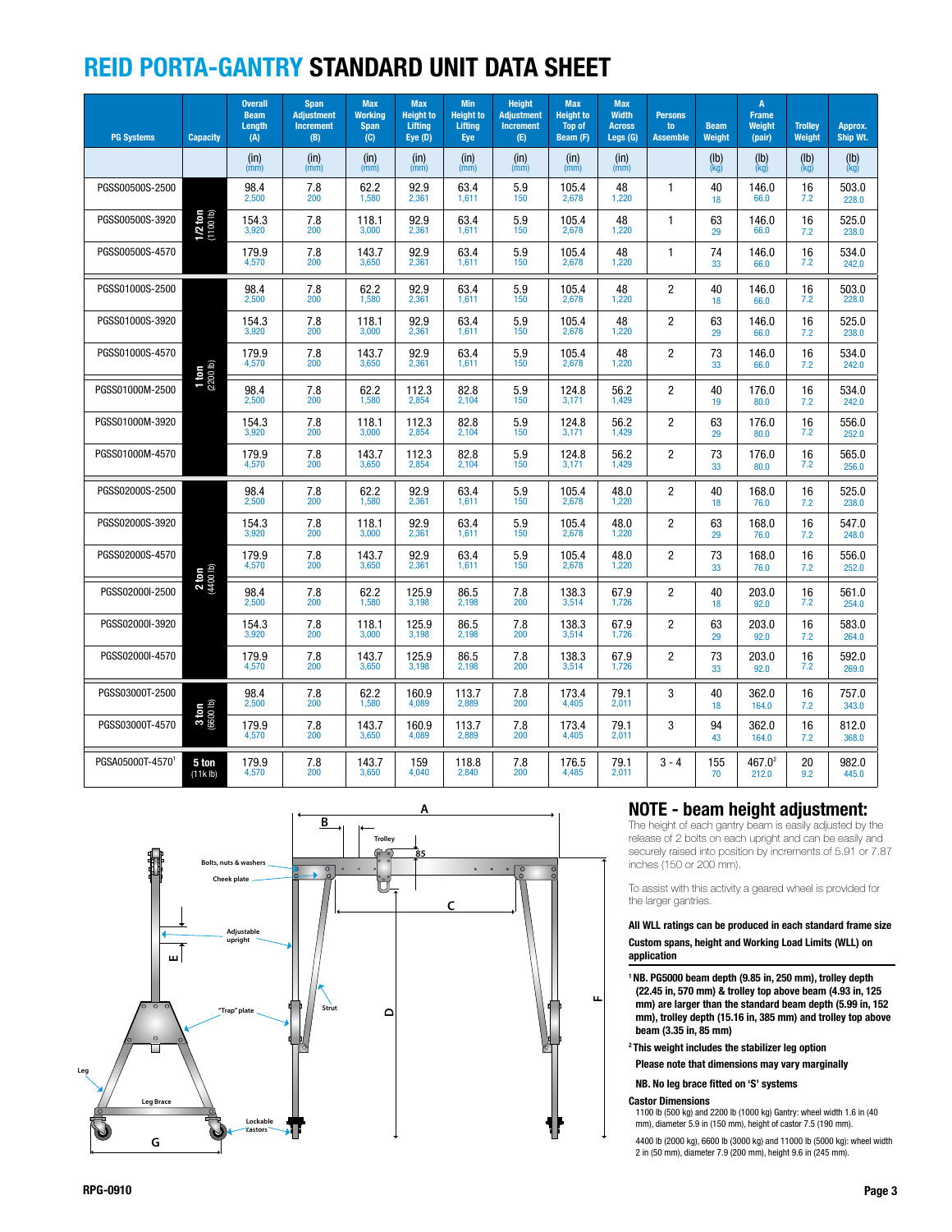# REID PORTA-GANTRY STANDARD UNIT DATA SHEET

| PG Systems | Capacity | Overall Beam Length (A) | Span Adjustment Increment (B) | Max Working Span (C) | Max Height to Lifting Eye (D) | Min Height to Lifting Eye | Height Adjustment Increment (E) | Max Height to Top of Beam (F) | Max Width Across Legs (G) | Persons to Assemble | Beam Weight | A Frame Weight (pair) | Trolley Weight | Approx. Ship Wt. |
|---|---|---|---|---|---|---|---|---|---|---|---|---|---|---|
| | | (in) (mm) | (in) (mm) | (in) (mm) | (in) (mm) | (in) (mm) | (in) (mm) | (in) (mm) | (in) (mm) | | (lb) (kg) | (lb) (kg) | (lb) (kg) | (lb) (kg) |
| PGSS00500S-2500 | 1/2 ton (1100 lb) | 98.4 2,500 | 7.8 200 | 62.2 1,580 | 92.9 2,361 | 63.4 1,611 | 5.9 150 | 105.4 2,678 | 48 1,220 | 1 | 40 18 | 146.0 66.0 | 16 7.2 | 503.0 228.0 |
| PGSS00500S-3920 | 1/2 ton (1100 lb) | 154.3 3,920 | 7.8 200 | 118.1 3,000 | 92.9 2,361 | 63.4 1,611 | 5.9 150 | 105.4 2,678 | 48 1,220 | 1 | 63 29 | 146.0 66.0 | 16 7.2 | 525.0 238.0 |
| PGSS00500S-4570 | 1/2 ton (1100 lb) | 179.9 4,570 | 7.8 200 | 143.7 3,650 | 92.9 2,361 | 63.4 1,611 | 5.9 150 | 105.4 2,678 | 48 1,220 | 1 | 74 33 | 146.0 66.0 | 16 7.2 | 534.0 242.0 |
| PGSS01000S-2500 | 1 ton (2200 lb) | 98.4 2,500 | 7.8 200 | 62.2 1,580 | 92.9 2,361 | 63.4 1,611 | 5.9 150 | 105.4 2,678 | 48 1,220 | 2 | 40 18 | 146.0 66.0 | 16 7.2 | 503.0 228.0 |
| PGSS01000S-3920 | 1 ton (2200 lb) | 154.3 3,920 | 7.8 200 | 118.1 3,000 | 92.9 2,361 | 63.4 1,611 | 5.9 150 | 105.4 2,678 | 48 1,220 | 2 | 63 29 | 146.0 66.0 | 16 7.2 | 525.0 238.0 |
| PGSS01000S-4570 | 1 ton (2200 lb) | 179.9 4,570 | 7.8 200 | 143.7 3,650 | 92.9 2,361 | 63.4 1,611 | 5.9 150 | 105.4 2,678 | 48 1,220 | 2 | 73 33 | 146.0 66.0 | 16 7.2 | 534.0 242.0 |
| PGSS01000M-2500 | 1 ton (2200 lb) | 98.4 2,500 | 7.8 200 | 62.2 1,580 | 112.3 2,854 | 82.8 2,104 | 5.9 150 | 124.8 3,171 | 56.2 1,429 | 2 | 40 19 | 176.0 80.0 | 16 7.2 | 534.0 242.0 |
| PGSS01000M-3920 | 1 ton (2200 lb) | 154.3 3,920 | 7.8 200 | 118.1 3,000 | 112.3 2,854 | 82.8 2,104 | 5.9 150 | 124.8 3,171 | 56.2 1,429 | 2 | 63 29 | 176.0 80.0 | 16 7.2 | 556.0 252.0 |
| PGSS01000M-4570 | 1 ton (2200 lb) | 179.9 4,570 | 7.8 200 | 143.7 3,650 | 112.3 2,854 | 82.8 2,104 | 5.9 150 | 124.8 3,171 | 56.2 1,429 | 2 | 73 33 | 176.0 80.0 | 16 7.2 | 565.0 256.0 |
| PGSS02000S-2500 | 2 ton (4400 lb) | 98.4 2,500 | 7.8 200 | 62.2 1,580 | 92.9 2,361 | 63.4 1,611 | 5.9 150 | 105.4 2,678 | 48.0 1,220 | 2 | 40 18 | 168.0 76.0 | 16 7.2 | 525.0 238.0 |
| PGSS02000S-3920 | 2 ton (4400 lb) | 154.3 3,920 | 7.8 200 | 118.1 3,000 | 92.9 2,361 | 63.4 1,611 | 5.9 150 | 105.4 2,678 | 48.0 1,220 | 2 | 63 29 | 168.0 76.0 | 16 7.2 | 547.0 248.0 |
| PGSS02000S-4570 | 2 ton (4400 lb) | 179.9 4,570 | 7.8 200 | 143.7 3,650 | 92.9 2,361 | 63.4 1,611 | 5.9 150 | 105.4 2,678 | 48.0 1,220 | 2 | 73 33 | 168.0 76.0 | 16 7.2 | 556.0 252.0 |
| PGSS02000I-2500 | 2 ton (4400 lb) | 98.4 2,500 | 7.8 200 | 62.2 1,580 | 125.9 3,198 | 86.5 2,198 | 7.8 200 | 138.3 3,514 | 67.9 1,726 | 2 | 40 18 | 203.0 92.0 | 16 7.2 | 561.0 254.0 |
| PGSS02000I-3920 | 2 ton (4400 lb) | 154.3 3,920 | 7.8 200 | 118.1 3,000 | 125.9 3,198 | 86.5 2,198 | 7.8 200 | 138.3 3,514 | 67.9 1,726 | 2 | 63 29 | 203.0 92.0 | 16 7.2 | 583.0 264.0 |
| PGSS02000I-4570 | 2 ton (4400 lb) | 179.9 4,570 | 7.8 200 | 143.7 3,650 | 125.9 3,198 | 86.5 2,198 | 7.8 200 | 138.3 3,514 | 67.9 1,726 | 2 | 73 33 | 203.0 92.0 | 16 7.2 | 592.0 269.0 |
| PGSS03000T-2500 | 3 ton (6600 lb) | 98.4 2,500 | 7.8 200 | 62.2 1,580 | 160.9 4,089 | 113.7 2,889 | 7.8 200 | 173.4 4,405 | 79.1 2,011 | 3 | 40 18 | 362.0 164.0 | 16 7.2 | 757.0 343.0 |
| PGSS03000T-4570 | 3 ton (6600 lb) | 179.9 4,570 | 7.8 200 | 143.7 3,650 | 160.9 4,089 | 113.7 2,889 | 7.8 200 | 173.4 4,405 | 79.1 2,011 | 3 | 94 43 | 362.0 164.0 | 16 7.2 | 812.0 368.0 |
| PGSA05000T-4570[1] | 5 ton (11k lb) | 179.9 4,570 | 7.8 200 | 143.7 3,650 | 159 4,040 | 118.8 2,840 | 7.8 200 | 176.5 4,485 | 79.1 2,011 | 3 - 4 | 155 70 | 467.0[2] 212.0 | 20 9.2 | 982.0 445.0 |

A
B
Trolley
85
C
Bolts, nuts & washers
Cheek plate
Adjustable upright
E
"Trap" plate
Strut
D
F
Leg
Leg Brace
Lockable castors
G

## NOTE - beam height adjustment:

The height of each gantry beam is easily adjusted by the release of 2 bolts on each upright and can be easily and securely raised into position by increments of 5.91 or 7.87 inches (150 or 200 mm).

To assist with this activity a geared wheel is provided for the larger gantries.

**All WLL ratings can be produced in each standard frame size**

**Custom spans, height and Working Load Limits (WLL) on application**

**[1] NB. PG5000 beam depth (9.85 in, 250 mm), trolley depth (22.45 in, 570 mm) & trolley top above beam (4.93 in, 125 mm) are larger than the standard beam depth (5.99 in, 152 mm), trolley depth (15.16 in, 385 mm) and trolley top above beam (3.35 in, 85 mm)**

**[2] This weight includes the stabilizer leg option**

**Please note that dimensions may vary marginally**

**NB. No leg brace fitted on 'S' systems**

**Castor Dimensions**

1100 lb (500 kg) and 2200 lb (1000 kg) Gantry: wheel width 1.6 in (40 mm), diameter 5.9 in (150 mm), height of castor 7.5 (190 mm).

4400 lb (2000 kg), 6600 lb (3000 kg) and 11000 lb (5000 kg): wheel width 2 in (50 mm), diameter 7.9 (200 mm), height 9.6 in (245 mm).

RPG-0910